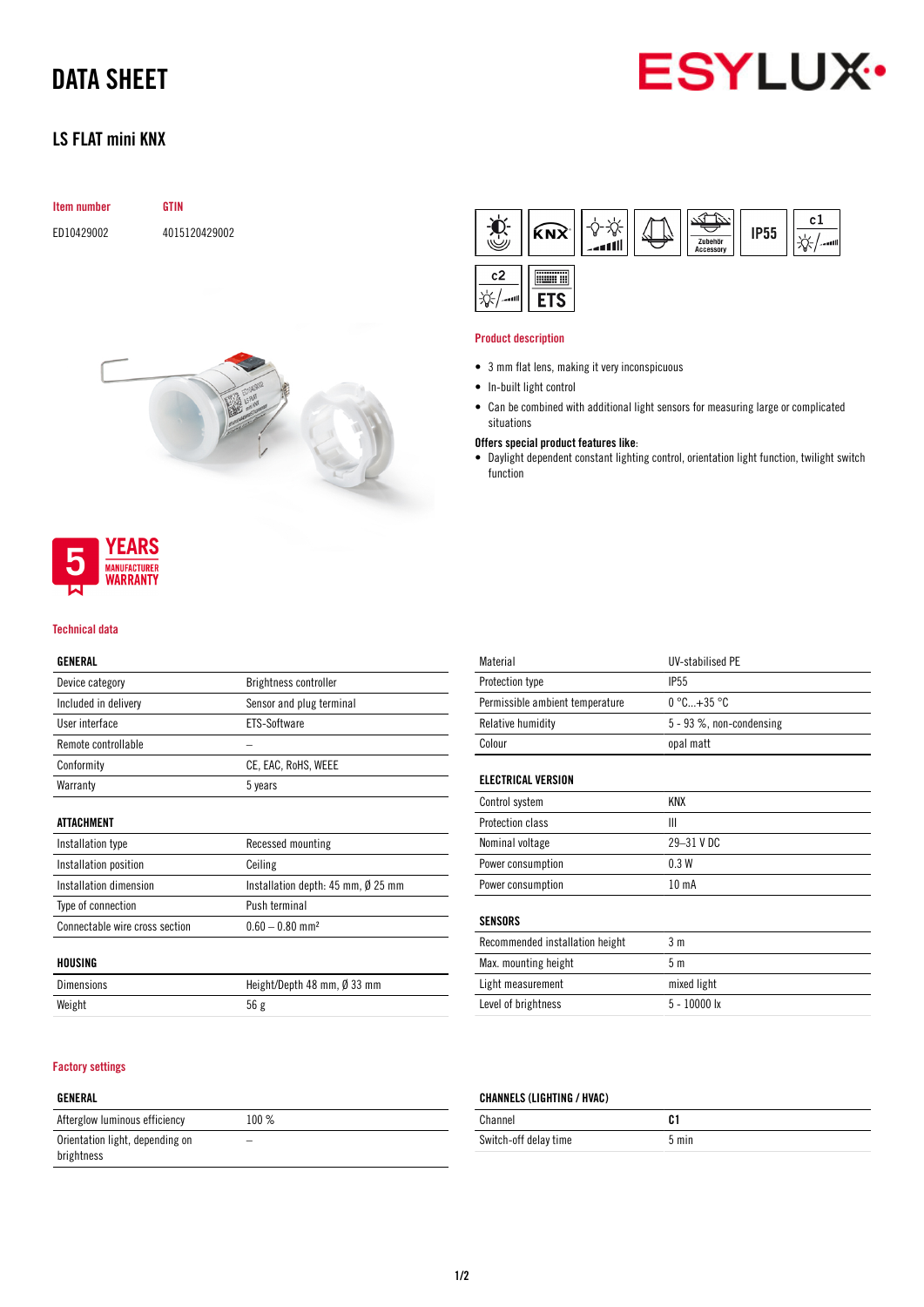# DATA SHEET

## LS FLAT mini KNX

| Item number | GTIN |
|---|---|
| ED10429002 | 4015120429002 |

### Product description

- 3 mm flat lens, making it very inconspicuous
- In-built light control
- Can be combined with additional light sensors for measuring large or complicated situations

**Offers special product features like**:

- Daylight dependent constant lighting control, orientation light function, twilight switch function

5 YEARS MANUFACTURER WARRANTY

### Technical data

| GENERAL | |
|---|---|
| Device category | Brightness controller |
| Included in delivery | Sensor and plug terminal |
| User interface | ETS-Software |
| Remote controllable | – |
| Conformity | CE, EAC, RoHS, WEEE |
| Warranty | 5 years |

| ATTACHMENT | |
|---|---|
| Installation type | Recessed mounting |
| Installation position | Ceiling |
| Installation dimension | Installation depth: 45 mm, Ø 25 mm |
| Type of connection | Push terminal |
| Connectable wire cross section | 0.60 – 0.80 mm² |

| HOUSING | |
|---|---|
| Dimensions | Height/Depth 48 mm, Ø 33 mm |
| Weight | 56 g |
| Material | UV-stabilised PE |
| Protection type | IP55 |
| Permissible ambient temperature | 0 °C...+35 °C |
| Relative humidity | 5 - 93 %, non-condensing |
| Colour | opal matt |

| ELECTRICAL VERSION | |
|---|---|
| Control system | KNX |
| Protection class | III |
| Nominal voltage | 29–31 V DC |
| Power consumption | 0.3 W |
| Power consumption | 10 mA |

| SENSORS | |
|---|---|
| Recommended installation height | 3 m |
| Max. mounting height | 5 m |
| Light measurement | mixed light |
| Level of brightness | 5 - 10000 lx |

### Factory settings

| GENERAL | |
|---|---|
| Afterglow luminous efficiency | 100 % |
| Orientation light, depending on brightness | – |

| CHANNELS (LIGHTING / HVAC) | |
|---|---|
| Channel | **C1** |
| Switch-off delay time | 5 min |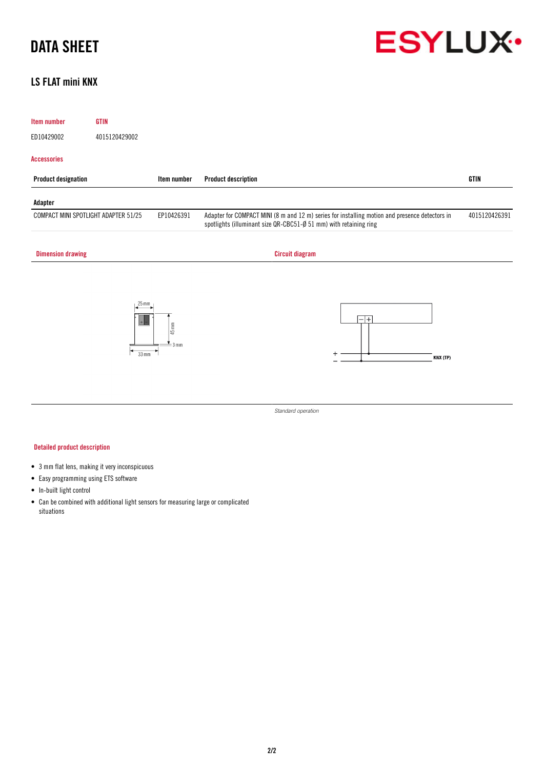# DATA SHEET

## LS FLAT mini KNX

| Item number | GTIN |
|---|---|
| ED10429002 | 4015120429002 |

### Accessories

| Product designation | Item number | Product description | GTIN |
|---|---|---|---|
| **Adapter** | | | |
| COMPACT MINI SPOTLIGHT ADAPTER 51/25 | EP10426391 | Adapter for COMPACT MINI (8 m and 12 m) series for installing motion and presence detectors in spotlights (illuminant size QR-CBC51-Ø 51 mm) with retaining ring | 4015120426391 |

### Dimension drawing

25 mm

45 mm

3 mm

33 mm

### Circuit diagram

KNX (TP)

*Standard operation*

### Detailed product description

- 3 mm flat lens, making it very inconspicuous
- Easy programming using ETS software
- In-built light control
- Can be combined with additional light sensors for measuring large or complicated situations